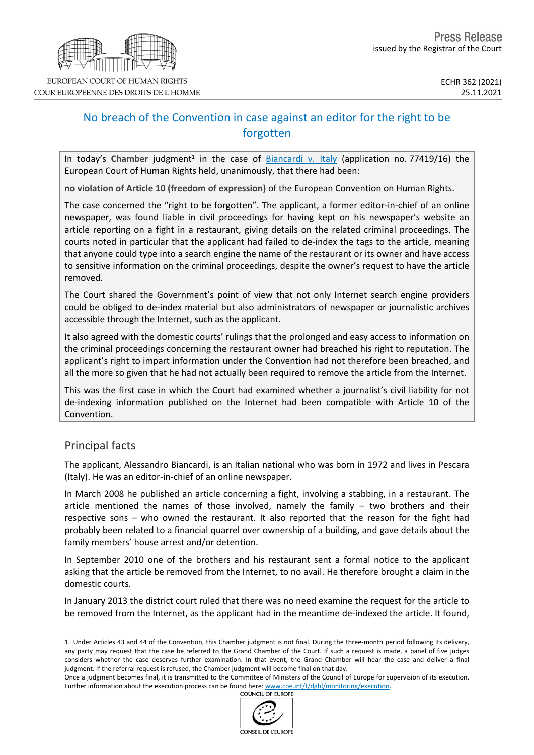Press Release
issued by the Registrar of the Court

ECHR 362 (2021)
25.11.2021

# No breach of the Convention in case against an editor for the right to be forgotten

In today's **Chamber** judgment[1] in the case of Biancardi v. Italy (application no. 77419/16) the European Court of Human Rights held, unanimously, that there had been:

**no violation of Article 10 (freedom of expression)** of the European Convention on Human Rights.

The case concerned the "right to be forgotten". The applicant, a former editor-in-chief of an online newspaper, was found liable in civil proceedings for having kept on his newspaper's website an article reporting on a fight in a restaurant, giving details on the related criminal proceedings. The courts noted in particular that the applicant had failed to de-index the tags to the article, meaning that anyone could type into a search engine the name of the restaurant or its owner and have access to sensitive information on the criminal proceedings, despite the owner's request to have the article removed.

The Court shared the Government's point of view that not only Internet search engine providers could be obliged to de-index material but also administrators of newspaper or journalistic archives accessible through the Internet, such as the applicant.

It also agreed with the domestic courts' rulings that the prolonged and easy access to information on the criminal proceedings concerning the restaurant owner had breached his right to reputation. The applicant's right to impart information under the Convention had not therefore been breached, and all the more so given that he had not actually been required to remove the article from the Internet.

This was the first case in which the Court had examined whether a journalist's civil liability for not de-indexing information published on the Internet had been compatible with Article 10 of the Convention.

## Principal facts

The applicant, Alessandro Biancardi, is an Italian national who was born in 1972 and lives in Pescara (Italy). He was an editor-in-chief of an online newspaper.

In March 2008 he published an article concerning a fight, involving a stabbing, in a restaurant. The article mentioned the names of those involved, namely the family – two brothers and their respective sons – who owned the restaurant. It also reported that the reason for the fight had probably been related to a financial quarrel over ownership of a building, and gave details about the family members' house arrest and/or detention.

In September 2010 one of the brothers and his restaurant sent a formal notice to the applicant asking that the article be removed from the Internet, to no avail. He therefore brought a claim in the domestic courts.

In January 2013 the district court ruled that there was no need examine the request for the article to be removed from the Internet, as the applicant had in the meantime de-indexed the article. It found,

---

1. Under Articles 43 and 44 of the Convention, this Chamber judgment is not final. During the three-month period following its delivery, any party may request that the case be referred to the Grand Chamber of the Court. If such a request is made, a panel of five judges considers whether the case deserves further examination. In that event, the Grand Chamber will hear the case and deliver a final judgment. If the referral request is refused, the Chamber judgment will become final on that day.
Once a judgment becomes final, it is transmitted to the Committee of Ministers of the Council of Europe for supervision of its execution. Further information about the execution process can be found here: www.coe.int/t/dghl/monitoring/execution.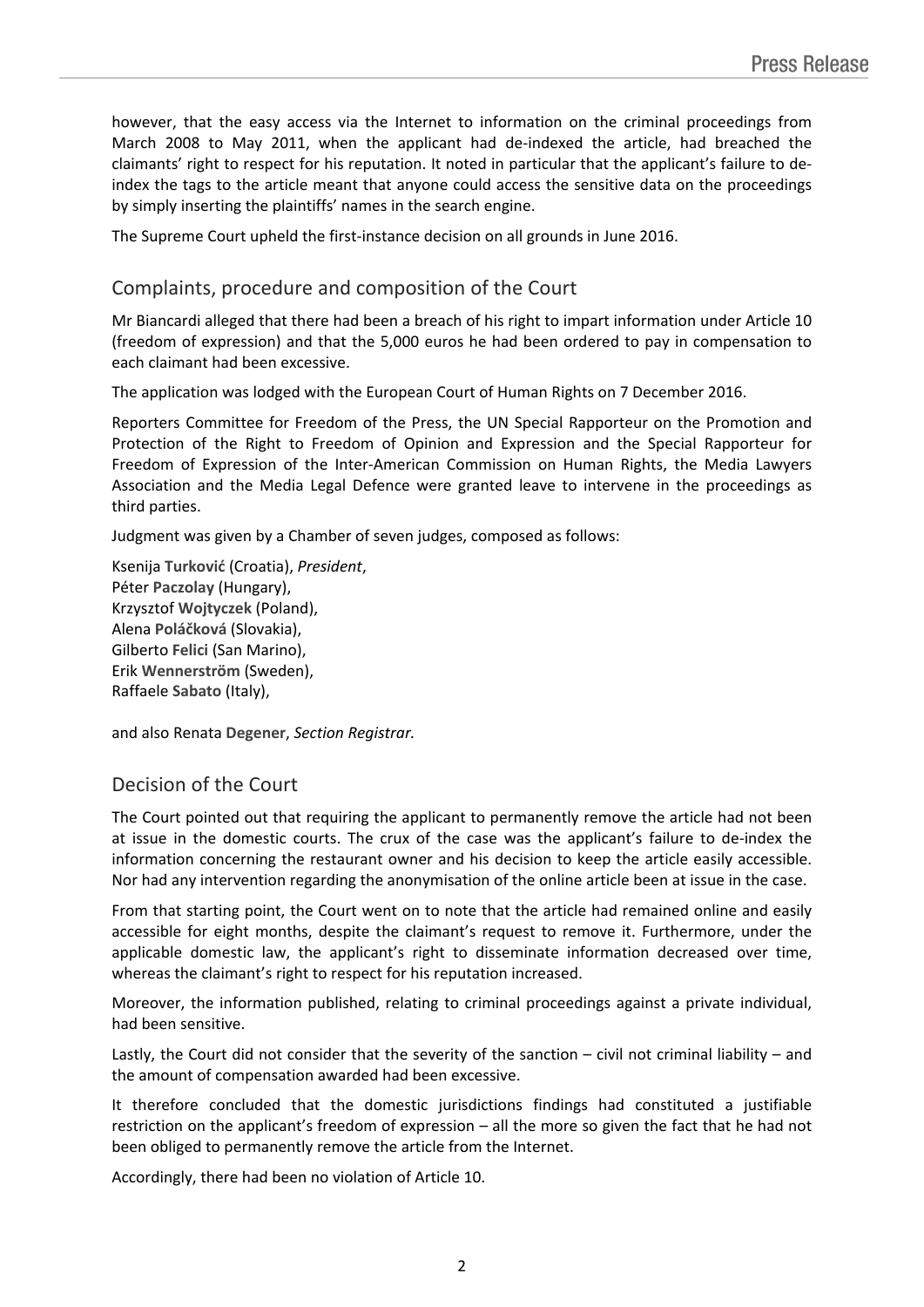however, that the easy access via the Internet to information on the criminal proceedings from March 2008 to May 2011, when the applicant had de-indexed the article, had breached the claimants' right to respect for his reputation. It noted in particular that the applicant's failure to de-index the tags to the article meant that anyone could access the sensitive data on the proceedings by simply inserting the plaintiffs' names in the search engine.

The Supreme Court upheld the first-instance decision on all grounds in June 2016.

## Complaints, procedure and composition of the Court

Mr Biancardi alleged that there had been a breach of his right to impart information under Article 10 (freedom of expression) and that the 5,000 euros he had been ordered to pay in compensation to each claimant had been excessive.

The application was lodged with the European Court of Human Rights on 7 December 2016.

Reporters Committee for Freedom of the Press, the UN Special Rapporteur on the Promotion and Protection of the Right to Freedom of Opinion and Expression and the Special Rapporteur for Freedom of Expression of the Inter-American Commission on Human Rights, the Media Lawyers Association and the Media Legal Defence were granted leave to intervene in the proceedings as third parties.

Judgment was given by a Chamber of seven judges, composed as follows:

Ksenija **Turković** (Croatia), *President*,
Péter **Paczolay** (Hungary),
Krzysztof **Wojtyczek** (Poland),
Alena **Poláčková** (Slovakia),
Gilberto **Felici** (San Marino),
Erik **Wennerström** (Sweden),
Raffaele **Sabato** (Italy),

and also Renata **Degener**, *Section Registrar.*

## Decision of the Court

The Court pointed out that requiring the applicant to permanently remove the article had not been at issue in the domestic courts. The crux of the case was the applicant's failure to de-index the information concerning the restaurant owner and his decision to keep the article easily accessible. Nor had any intervention regarding the anonymisation of the online article been at issue in the case.

From that starting point, the Court went on to note that the article had remained online and easily accessible for eight months, despite the claimant's request to remove it. Furthermore, under the applicable domestic law, the applicant's right to disseminate information decreased over time, whereas the claimant's right to respect for his reputation increased.

Moreover, the information published, relating to criminal proceedings against a private individual, had been sensitive.

Lastly, the Court did not consider that the severity of the sanction – civil not criminal liability – and the amount of compensation awarded had been excessive.

It therefore concluded that the domestic jurisdictions findings had constituted a justifiable restriction on the applicant's freedom of expression – all the more so given the fact that he had not been obliged to permanently remove the article from the Internet.

Accordingly, there had been no violation of Article 10.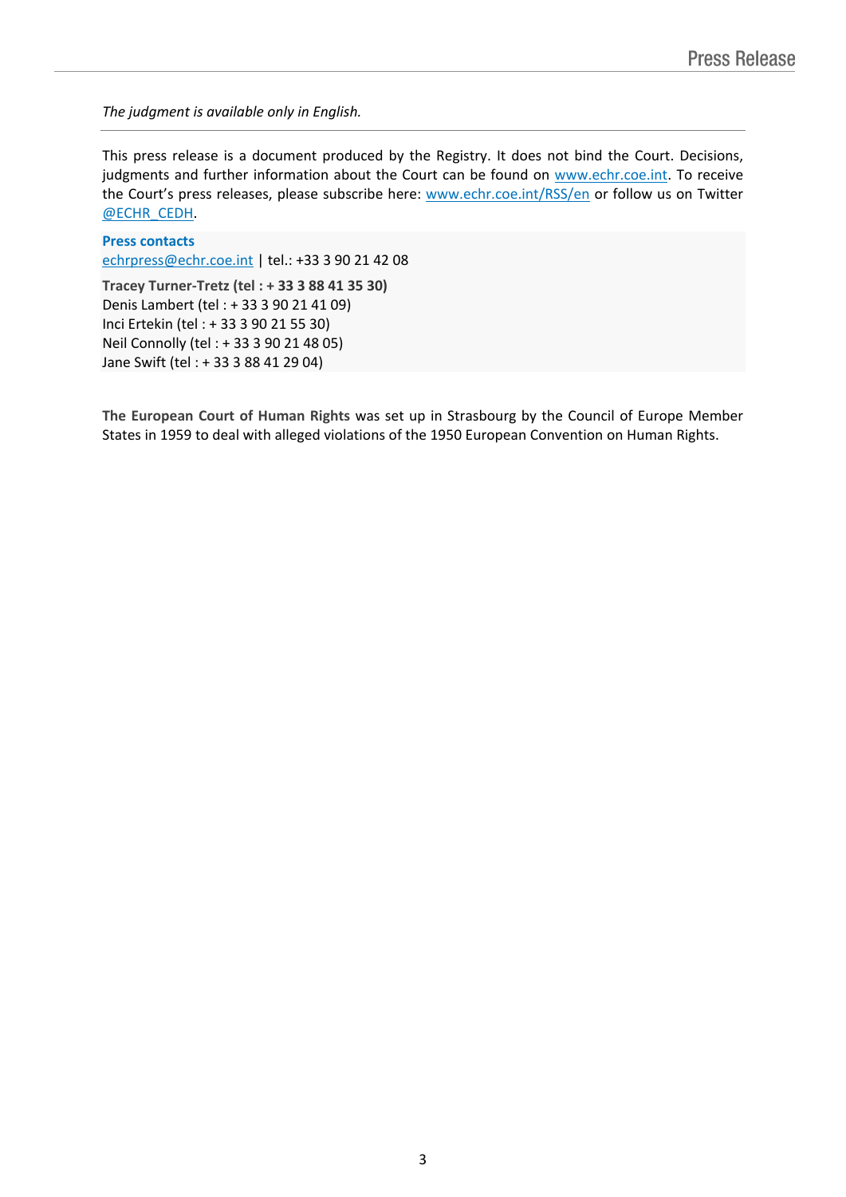*The judgment is available only in English.*

---

This press release is a document produced by the Registry. It does not bind the Court. Decisions, judgments and further information about the Court can be found on [www.echr.coe.int](www.echr.coe.int). To receive the Court's press releases, please subscribe here: [www.echr.coe.int/RSS/en](www.echr.coe.int/RSS/en) or follow us on Twitter [@ECHR_CEDH](@ECHR_CEDH).

**Press contacts**
[echrpress@echr.coe.int](mailto:echrpress@echr.coe.int) | tel.: +33 3 90 21 42 08

**Tracey Turner-Tretz (tel : + 33 3 88 41 35 30)**
Denis Lambert (tel : + 33 3 90 21 41 09)
Inci Ertekin (tel : + 33 3 90 21 55 30)
Neil Connolly (tel : + 33 3 90 21 48 05)
Jane Swift (tel : + 33 3 88 41 29 04)

**The European Court of Human Rights** was set up in Strasbourg by the Council of Europe Member States in 1959 to deal with alleged violations of the 1950 European Convention on Human Rights.